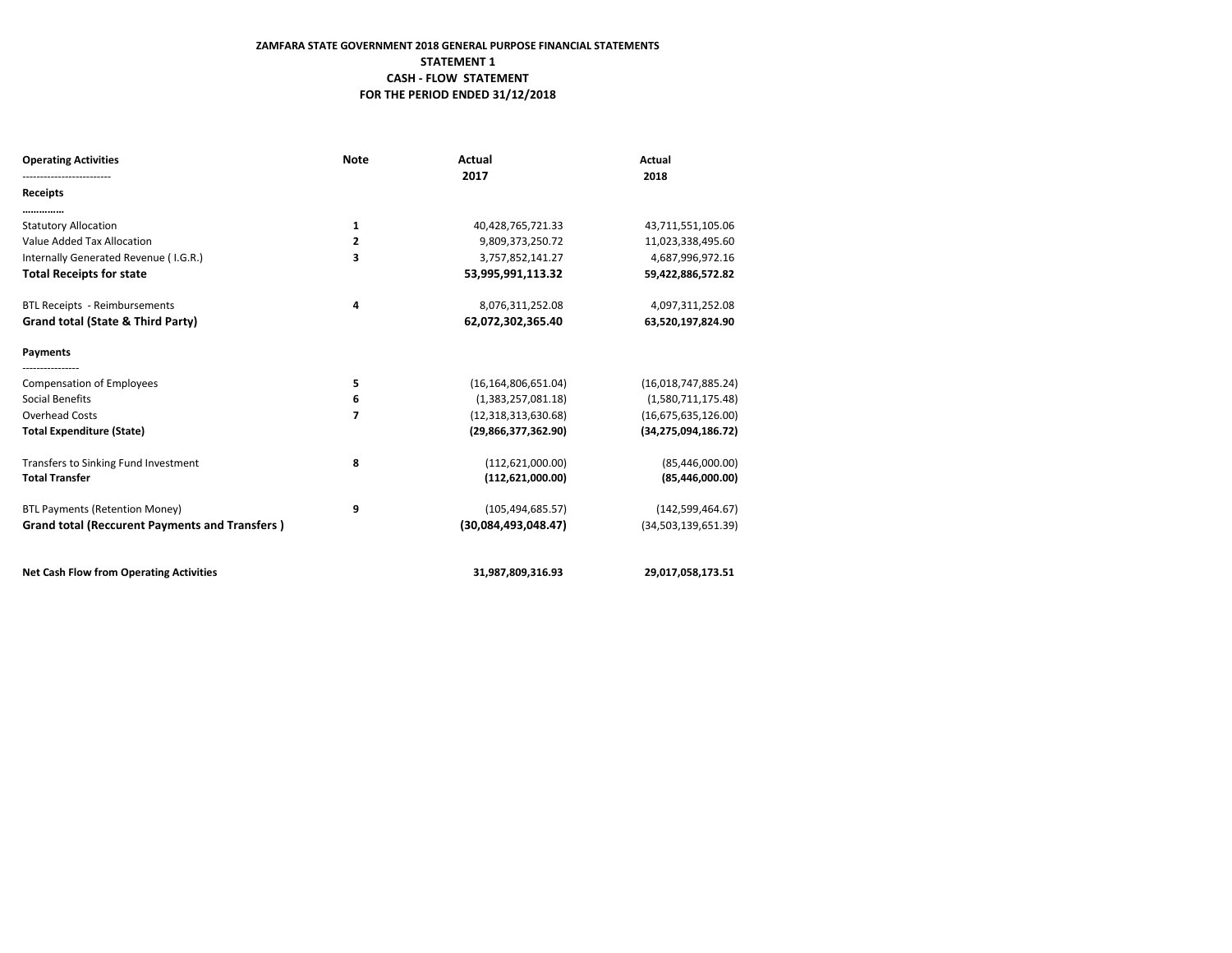**ZAMFARA STATE GOVERNMENT 2018 GENERAL PURPOSE FINANCIAL STATEMENTS**

**STATEMENT 1**

**CASH - FLOW STATEMENT**

**FOR THE PERIOD ENDED 31/12/2018**

| **Operating Activities** | **Note** | **Actual 2017** | **Actual 2018** |
|---|---|---|---|
| ------------------------- | | | |
| **Receipts** | | | |
| …………… | | | |
| Statutory Allocation | 1 | 40,428,765,721.33 | 43,711,551,105.06 |
| Value Added Tax Allocation | 2 | 9,809,373,250.72 | 11,023,338,495.60 |
| Internally Generated Revenue ( I.G.R.) | 3 | 3,757,852,141.27 | 4,687,996,972.16 |
| **Total Receipts for state** | | **53,995,991,113.32** | **59,422,886,572.82** |
| | | | |
| BTL Receipts - Reimbursements | 4 | 8,076,311,252.08 | 4,097,311,252.08 |
| **Grand total (State & Third Party)** | | **62,072,302,365.40** | **63,520,197,824.90** |
| | | | |
| **Payments** | | | |
| ---------------- | | | |
| Compensation of Employees | 5 | (16,164,806,651.04) | (16,018,747,885.24) |
| Social Benefits | 6 | (1,383,257,081.18) | (1,580,711,175.48) |
| Overhead Costs | 7 | (12,318,313,630.68) | (16,675,635,126.00) |
| **Total Expenditure (State)** | | **(29,866,377,362.90)** | **(34,275,094,186.72)** |
| | | | |
| Transfers to Sinking Fund Investment | 8 | (112,621,000.00) | (85,446,000.00) |
| **Total Transfer** | | **(112,621,000.00)** | **(85,446,000.00)** |
| | | | |
| BTL Payments (Retention Money) | 9 | (105,494,685.57) | (142,599,464.67) |
| **Grand total (Reccurent Payments and Transfers )** | | **(30,084,493,048.47)** | (34,503,139,651.39) |
| | | | |
| **Net Cash Flow from Operating Activities** | | **31,987,809,316.93** | **29,017,058,173.51** |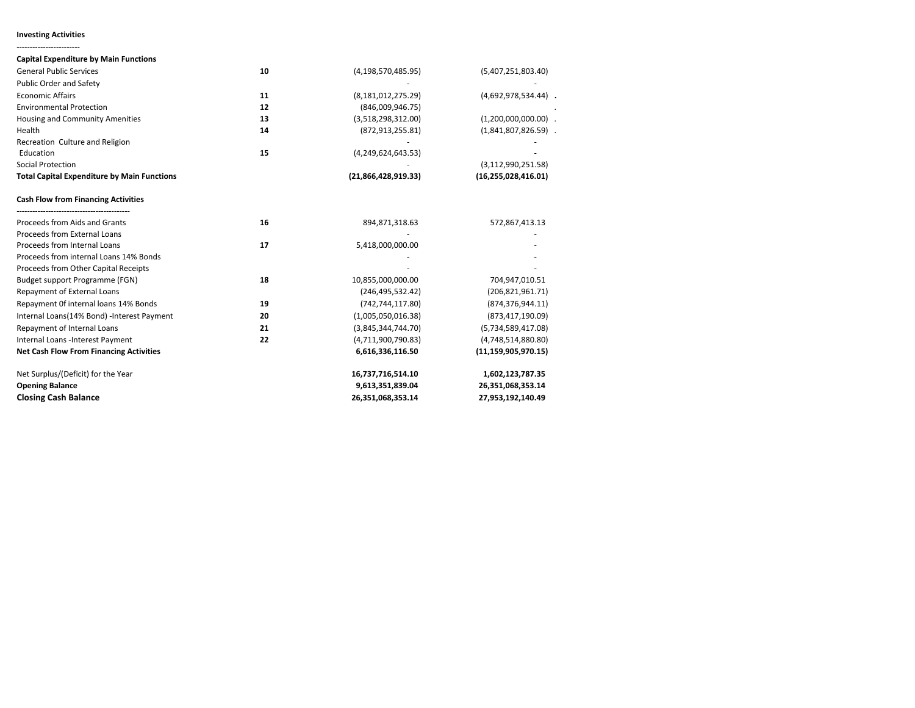**Investing Activities**

------------------------

| | | | |
|---|---|---|---|
| **Capital Expenditure by Main Functions** | | | |
| General Public Services | 10 | (4,198,570,485.95) | (5,407,251,803.40) |
| Public Order and Safety | | - | - |
| Economic Affairs | 11 | (8,181,012,275.29) | (4,692,978,534.44) . |
| Environmental Protection | 12 | (846,009,946.75) | . |
| Housing and Community Amenities | 13 | (3,518,298,312.00) | (1,200,000,000.00) . |
| Health | 14 | (872,913,255.81) | (1,841,807,826.59) . |
| Recreation Culture and Religion | | - | - |
| Education | 15 | (4,249,624,643.53) | - |
| Social Protection | | - | (3,112,990,251.58) |
| **Total Capital Expenditure by Main Functions** | | **(21,866,428,919.33)** | **(16,255,028,416.01)** |
| | | | |
| **Cash Flow from Financing Activities** | | | |
| Proceeds from Aids and Grants | 16 | 894,871,318.63 | 572,867,413.13 |
| Proceeds from External Loans | | - | - |
| Proceeds from Internal Loans | 17 | 5,418,000,000.00 | - |
| Proceeds from internal Loans 14% Bonds | | - | - |
| Proceeds from Other Capital Receipts | | - | - |
| Budget support Programme (FGN) | 18 | 10,855,000,000.00 | 704,947,010.51 |
| Repayment of External Loans | | (246,495,532.42) | (206,821,961.71) |
| Repayment 0f internal loans 14% Bonds | 19 | (742,744,117.80) | (874,376,944.11) |
| Internal Loans(14% Bond) -Interest Payment | 20 | (1,005,050,016.38) | (873,417,190.09) |
| Repayment of Internal Loans | 21 | (3,845,344,744.70) | (5,734,589,417.08) |
| Internal Loans -Interest Payment | 22 | (4,711,900,790.83) | (4,748,514,880.80) |
| **Net Cash Flow From Financing Activities** | | **6,616,336,116.50** | **(11,159,905,970.15)** |
| | | | |
| Net Surplus/(Deficit) for the Year | | **16,737,716,514.10** | **1,602,123,787.35** |
| **Opening Balance** | | **9,613,351,839.04** | **26,351,068,353.14** |
| **Closing Cash Balance** | | **26,351,068,353.14** | **27,953,192,140.49** |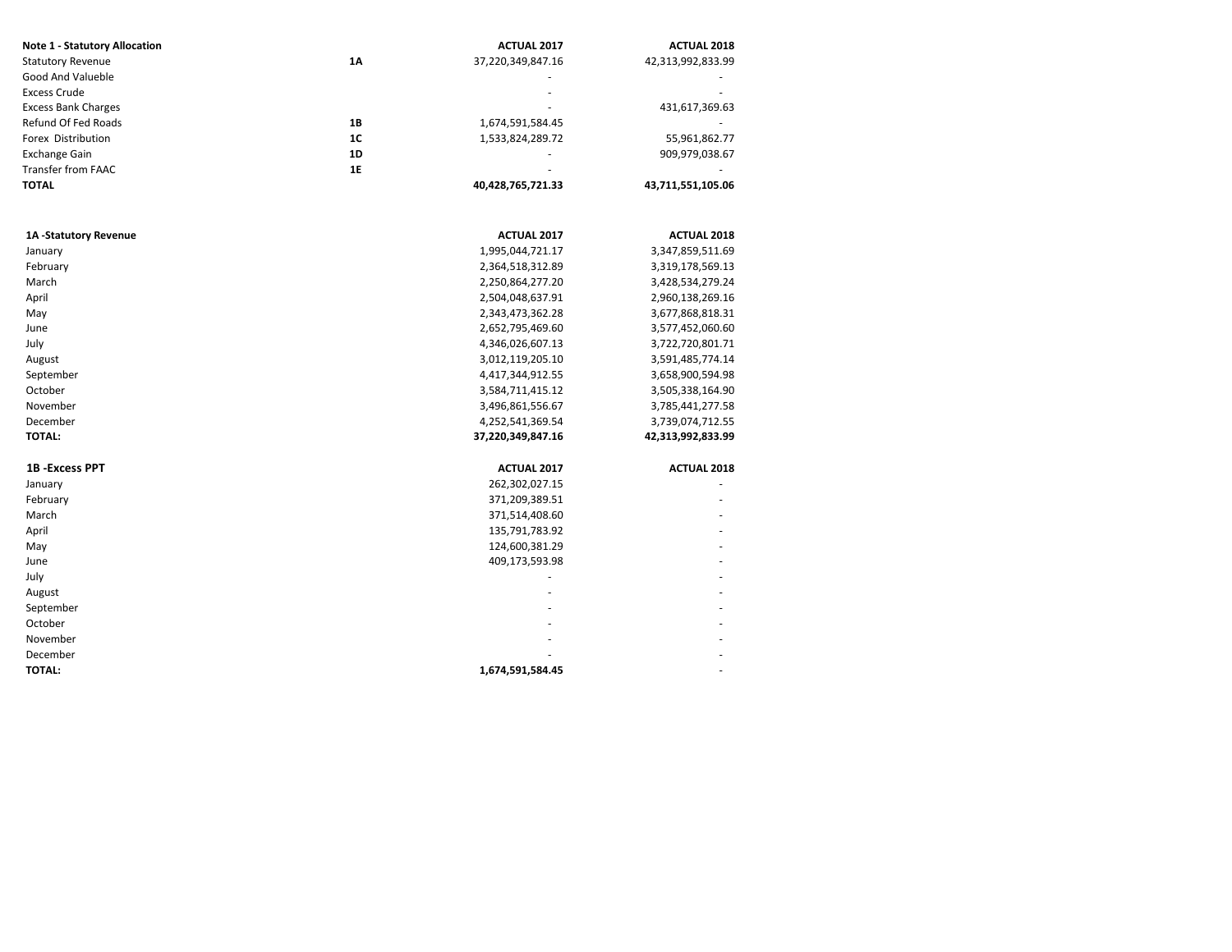| Note 1 - Statutory Allocation | | ACTUAL 2017 | ACTUAL 2018 |
|---|---|---|---|
| Statutory Revenue | 1A | 37,220,349,847.16 | 42,313,992,833.99 |
| Good And Valueble | | - | - |
| Excess Crude | | - | - |
| Excess Bank Charges | | - | 431,617,369.63 |
| Refund Of Fed Roads | 1B | 1,674,591,584.45 | - |
| Forex Distribution | 1C | 1,533,824,289.72 | 55,961,862.77 |
| Exchange Gain | 1D | - | 909,979,038.67 |
| Transfer from FAAC | 1E | - | - |
| **TOTAL** | | **40,428,765,721.33** | **43,711,551,105.06** |

| 1A -Statutory Revenue | ACTUAL 2017 | ACTUAL 2018 |
|---|---|---|
| January | 1,995,044,721.17 | 3,347,859,511.69 |
| February | 2,364,518,312.89 | 3,319,178,569.13 |
| March | 2,250,864,277.20 | 3,428,534,279.24 |
| April | 2,504,048,637.91 | 2,960,138,269.16 |
| May | 2,343,473,362.28 | 3,677,868,818.31 |
| June | 2,652,795,469.60 | 3,577,452,060.60 |
| July | 4,346,026,607.13 | 3,722,720,801.71 |
| August | 3,012,119,205.10 | 3,591,485,774.14 |
| September | 4,417,344,912.55 | 3,658,900,594.98 |
| October | 3,584,711,415.12 | 3,505,338,164.90 |
| November | 3,496,861,556.67 | 3,785,441,277.58 |
| December | 4,252,541,369.54 | 3,739,074,712.55 |
| **TOTAL:** | **37,220,349,847.16** | **42,313,992,833.99** |

| 1B -Excess PPT | ACTUAL 2017 | ACTUAL 2018 |
|---|---|---|
| January | 262,302,027.15 | - |
| February | 371,209,389.51 | - |
| March | 371,514,408.60 | - |
| April | 135,791,783.92 | - |
| May | 124,600,381.29 | - |
| June | 409,173,593.98 | - |
| July | - | - |
| August | - | - |
| September | - | - |
| October | - | - |
| November | - | - |
| December | - | - |
| **TOTAL:** | **1,674,591,584.45** | - |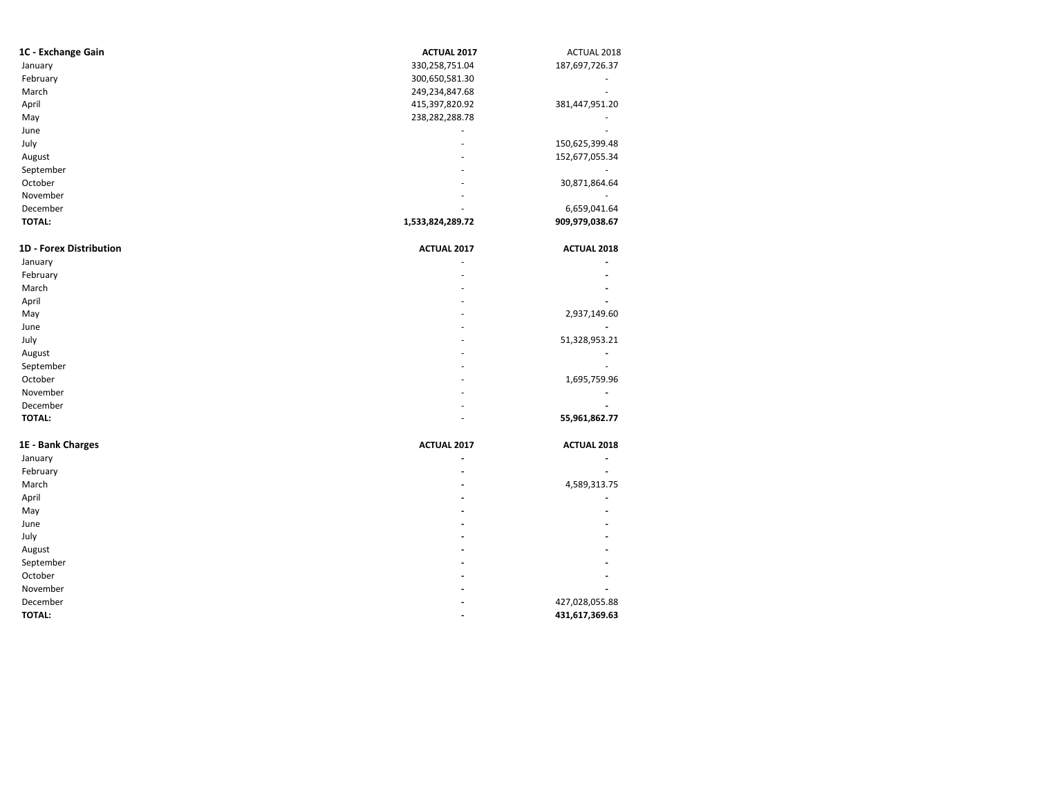| 1C - Exchange Gain | ACTUAL 2017 | ACTUAL 2018 |
|---|---|---|
| January | 330,258,751.04 | 187,697,726.37 |
| February | 300,650,581.30 | - |
| March | 249,234,847.68 | - |
| April | 415,397,820.92 | 381,447,951.20 |
| May | 238,282,288.78 | - |
| June | - | - |
| July | - | 150,625,399.48 |
| August | - | 152,677,055.34 |
| September | - | - |
| October | - | 30,871,864.64 |
| November | - | - |
| December | - | 6,659,041.64 |
| **TOTAL:** | **1,533,824,289.72** | **909,979,038.67** |

| 1D - Forex Distribution | ACTUAL 2017 | ACTUAL 2018 |
|---|---|---|
| January | - | - |
| February | - | - |
| March | - | - |
| April | - | - |
| May | - | 2,937,149.60 |
| June | - | - |
| July | - | 51,328,953.21 |
| August | - | - |
| September | - | - |
| October | - | 1,695,759.96 |
| November | - | - |
| December | - | - |
| **TOTAL:** | - | **55,961,862.77** |

| 1E - Bank Charges | ACTUAL 2017 | ACTUAL 2018 |
|---|---|---|
| January | - | - |
| February | - | - |
| March | - | 4,589,313.75 |
| April | - | - |
| May | - | - |
| June | - | - |
| July | - | - |
| August | - | - |
| September | - | - |
| October | - | - |
| November | - | - |
| December | - | 427,028,055.88 |
| **TOTAL:** | - | **431,617,369.63** |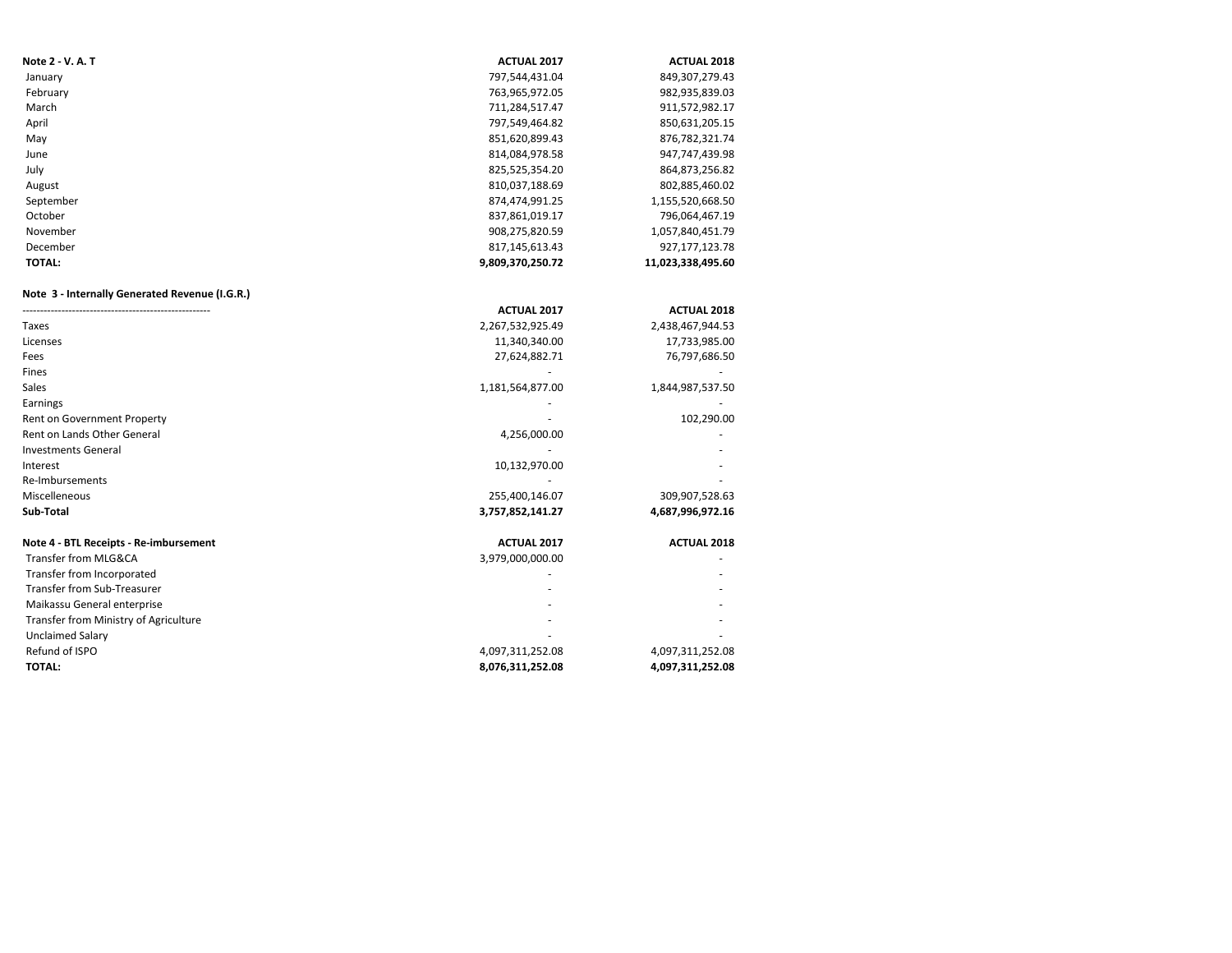| Note 2 - V. A. T | ACTUAL 2017 | ACTUAL 2018 |
|---|---|---|
| January | 797,544,431.04 | 849,307,279.43 |
| February | 763,965,972.05 | 982,935,839.03 |
| March | 711,284,517.47 | 911,572,982.17 |
| April | 797,549,464.82 | 850,631,205.15 |
| May | 851,620,899.43 | 876,782,321.74 |
| June | 814,084,978.58 | 947,747,439.98 |
| July | 825,525,354.20 | 864,873,256.82 |
| August | 810,037,188.69 | 802,885,460.02 |
| September | 874,474,991.25 | 1,155,520,668.50 |
| October | 837,861,019.17 | 796,064,467.19 |
| November | 908,275,820.59 | 1,057,840,451.79 |
| December | 817,145,613.43 | 927,177,123.78 |
| **TOTAL:** | **9,809,370,250.72** | **11,023,338,495.60** |

| Note 3 - Internally Generated Revenue (I.G.R.) | ACTUAL 2017 | ACTUAL 2018 |
|---|---|---|
| Taxes | 2,267,532,925.49 | 2,438,467,944.53 |
| Licenses | 11,340,340.00 | 17,733,985.00 |
| Fees | 27,624,882.71 | 76,797,686.50 |
| Fines | - | - |
| Sales | 1,181,564,877.00 | 1,844,987,537.50 |
| Earnings | - | - |
| Rent on Government Property | - | 102,290.00 |
| Rent on Lands Other General | 4,256,000.00 | - |
| Investments General | - | - |
| Interest | 10,132,970.00 | - |
| Re-Imbursements | - | - |
| Miscelleneous | 255,400,146.07 | 309,907,528.63 |
| **Sub-Total** | **3,757,852,141.27** | **4,687,996,972.16** |

| Note 4 - BTL Receipts - Re-imbursement | ACTUAL 2017 | ACTUAL 2018 |
|---|---|---|
| Transfer from MLG&CA | 3,979,000,000.00 | - |
| Transfer from Incorporated | - | - |
| Transfer from Sub-Treasurer | - | - |
| Maikassu General enterprise | - | - |
| Transfer from Ministry of Agriculture | - | - |
| Unclaimed Salary | - | - |
| Refund of ISPO | 4,097,311,252.08 | 4,097,311,252.08 |
| **TOTAL:** | **8,076,311,252.08** | **4,097,311,252.08** |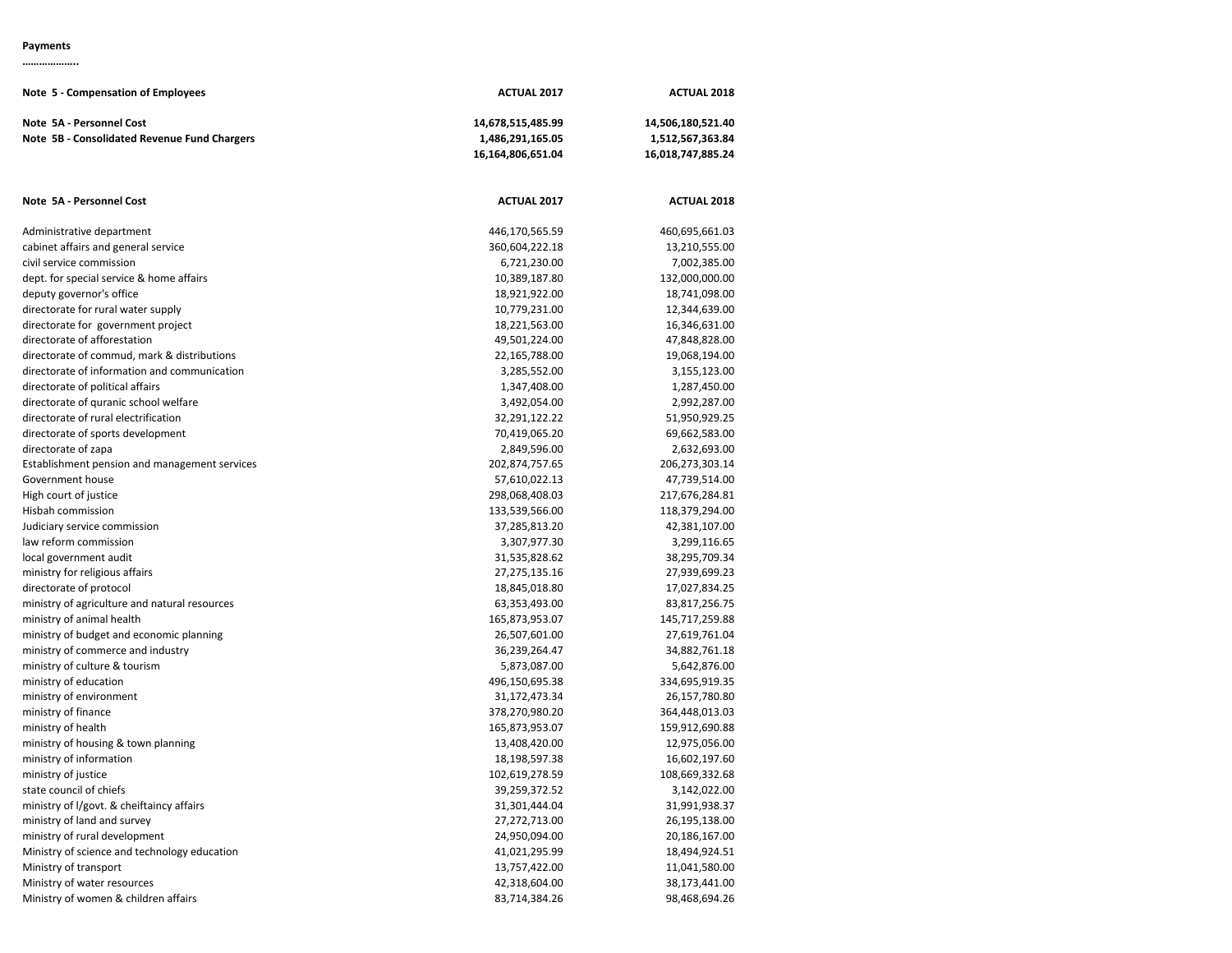**Payments**

………………..

| Note 5 - Compensation of Employees | ACTUAL 2017 | ACTUAL 2018 |
|---|---|---|
| Note 5A - Personnel Cost | 14,678,515,485.99 | 14,506,180,521.40 |
| Note 5B - Consolidated Revenue Fund Chargers | 1,486,291,165.05 | 1,512,567,363.84 |
| | 16,164,806,651.04 | 16,018,747,885.24 |

| Note 5A - Personnel Cost | ACTUAL 2017 | ACTUAL 2018 |
|---|---|---|
| Administrative department | 446,170,565.59 | 460,695,661.03 |
| cabinet affairs and general service | 360,604,222.18 | 13,210,555.00 |
| civil service commission | 6,721,230.00 | 7,002,385.00 |
| dept. for special service & home affairs | 10,389,187.80 | 132,000,000.00 |
| deputy governor's office | 18,921,922.00 | 18,741,098.00 |
| directorate for rural water supply | 10,779,231.00 | 12,344,639.00 |
| directorate for government project | 18,221,563.00 | 16,346,631.00 |
| directorate of afforestation | 49,501,224.00 | 47,848,828.00 |
| directorate of commud, mark & distributions | 22,165,788.00 | 19,068,194.00 |
| directorate of information and communication | 3,285,552.00 | 3,155,123.00 |
| directorate of political affairs | 1,347,408.00 | 1,287,450.00 |
| directorate of quranic school welfare | 3,492,054.00 | 2,992,287.00 |
| directorate of rural electrification | 32,291,122.22 | 51,950,929.25 |
| directorate of sports development | 70,419,065.20 | 69,662,583.00 |
| directorate of zapa | 2,849,596.00 | 2,632,693.00 |
| Establishment pension and management services | 202,874,757.65 | 206,273,303.14 |
| Government house | 57,610,022.13 | 47,739,514.00 |
| High court of justice | 298,068,408.03 | 217,676,284.81 |
| Hisbah commission | 133,539,566.00 | 118,379,294.00 |
| Judiciary service commission | 37,285,813.20 | 42,381,107.00 |
| law reform commission | 3,307,977.30 | 3,299,116.65 |
| local government audit | 31,535,828.62 | 38,295,709.34 |
| ministry for religious affairs | 27,275,135.16 | 27,939,699.23 |
| directorate of protocol | 18,845,018.80 | 17,027,834.25 |
| ministry of agriculture and natural resources | 63,353,493.00 | 83,817,256.75 |
| ministry of animal health | 165,873,953.07 | 145,717,259.88 |
| ministry of budget and economic planning | 26,507,601.00 | 27,619,761.04 |
| ministry of commerce and industry | 36,239,264.47 | 34,882,761.18 |
| ministry of culture & tourism | 5,873,087.00 | 5,642,876.00 |
| ministry of education | 496,150,695.38 | 334,695,919.35 |
| ministry of environment | 31,172,473.34 | 26,157,780.80 |
| ministry of finance | 378,270,980.20 | 364,448,013.03 |
| ministry of health | 165,873,953.07 | 159,912,690.88 |
| ministry of housing & town planning | 13,408,420.00 | 12,975,056.00 |
| ministry of information | 18,198,597.38 | 16,602,197.60 |
| ministry of justice | 102,619,278.59 | 108,669,332.68 |
| state council of chiefs | 39,259,372.52 | 3,142,022.00 |
| ministry of l/govt. & cheiftaincy affairs | 31,301,444.04 | 31,991,938.37 |
| ministry of land and survey | 27,272,713.00 | 26,195,138.00 |
| ministry of rural development | 24,950,094.00 | 20,186,167.00 |
| Ministry of science and technology education | 41,021,295.99 | 18,494,924.51 |
| Ministry of transport | 13,757,422.00 | 11,041,580.00 |
| Ministry of water resources | 42,318,604.00 | 38,173,441.00 |
| Ministry of women & children affairs | 83,714,384.26 | 98,468,694.26 |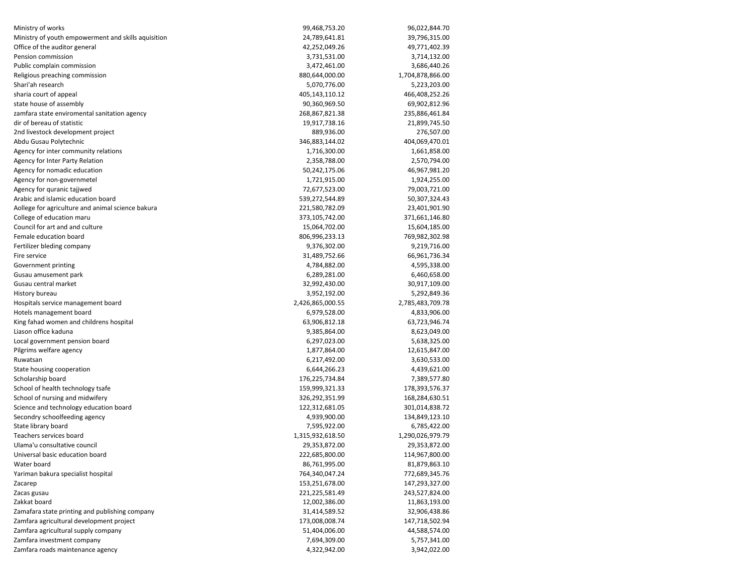| | | |
|---|---|---|
| Ministry of works | 99,468,753.20 | 96,022,844.70 |
| Ministry of youth empowerment and skills aquisition | 24,789,641.81 | 39,796,315.00 |
| Office of the auditor general | 42,252,049.26 | 49,771,402.39 |
| Pension commission | 3,731,531.00 | 3,714,132.00 |
| Public complain commission | 3,472,461.00 | 3,686,440.26 |
| Religious preaching commission | 880,644,000.00 | 1,704,878,866.00 |
| Shari'ah research | 5,070,776.00 | 5,223,203.00 |
| sharia court of appeal | 405,143,110.12 | 466,408,252.26 |
| state house of assembly | 90,360,969.50 | 69,902,812.96 |
| zamfara state enviromental sanitation agency | 268,867,821.38 | 235,886,461.84 |
| dir of bereau of statistic | 19,917,738.16 | 21,899,745.50 |
| 2nd livestock development project | 889,936.00 | 276,507.00 |
| Abdu Gusau Polytechnic | 346,883,144.02 | 404,069,470.01 |
| Agency for inter community relations | 1,716,300.00 | 1,661,858.00 |
| Agency for Inter Party Relation | 2,358,788.00 | 2,570,794.00 |
| Agency for nomadic education | 50,242,175.06 | 46,967,981.20 |
| Agency for non-governmetel | 1,721,915.00 | 1,924,255.00 |
| Agency for quranic tajjwed | 72,677,523.00 | 79,003,721.00 |
| Arabic and islamic education board | 539,272,544.89 | 50,307,324.43 |
| Aollege for agriculture and animal science bakura | 221,580,782.09 | 23,401,901.90 |
| College of education maru | 373,105,742.00 | 371,661,146.80 |
| Council for art and and culture | 15,064,702.00 | 15,604,185.00 |
| Female education board | 806,996,233.13 | 769,982,302.98 |
| Fertilizer bleding company | 9,376,302.00 | 9,219,716.00 |
| Fire service | 31,489,752.66 | 66,961,736.34 |
| Government printing | 4,784,882.00 | 4,595,338.00 |
| Gusau amusement park | 6,289,281.00 | 6,460,658.00 |
| Gusau central market | 32,992,430.00 | 30,917,109.00 |
| History bureau | 3,952,192.00 | 5,292,849.36 |
| Hospitals service management board | 2,426,865,000.55 | 2,785,483,709.78 |
| Hotels management board | 6,979,528.00 | 4,833,906.00 |
| King fahad women and childrens hospital | 63,906,812.18 | 63,723,946.74 |
| Liason office kaduna | 9,385,864.00 | 8,623,049.00 |
| Local government pension board | 6,297,023.00 | 5,638,325.00 |
| Pilgrims welfare agency | 1,877,864.00 | 12,615,847.00 |
| Ruwatsan | 6,217,492.00 | 3,630,533.00 |
| State housing cooperation | 6,644,266.23 | 4,439,621.00 |
| Scholarship board | 176,225,734.84 | 7,389,577.80 |
| School of health technology tsafe | 159,999,321.33 | 178,393,576.37 |
| School of nursing and midwifery | 326,292,351.99 | 168,284,630.51 |
| Science and technology education board | 122,312,681.05 | 301,014,838.72 |
| Secondry schoolfeeding agency | 4,939,900.00 | 134,849,123.10 |
| State library board | 7,595,922.00 | 6,785,422.00 |
| Teachers services board | 1,315,932,618.50 | 1,290,026,979.79 |
| Ulama'u consultative council | 29,353,872.00 | 29,353,872.00 |
| Universal basic education board | 222,685,800.00 | 114,967,800.00 |
| Water board | 86,761,995.00 | 81,879,863.10 |
| Yariman bakura specialist hospital | 764,340,047.24 | 772,689,345.76 |
| Zacarep | 153,251,678.00 | 147,293,327.00 |
| Zacas gusau | 221,225,581.49 | 243,527,824.00 |
| Zakkat board | 12,002,386.00 | 11,863,193.00 |
| Zamafara state printing and publishing company | 31,414,589.52 | 32,906,438.86 |
| Zamfara agricultural development project | 173,008,008.74 | 147,718,502.94 |
| Zamfara agricultural supply company | 51,404,006.00 | 44,588,574.00 |
| Zamfara investment company | 7,694,309.00 | 5,757,341.00 |
| Zamfara roads maintenance agency | 4,322,942.00 | 3,942,022.00 |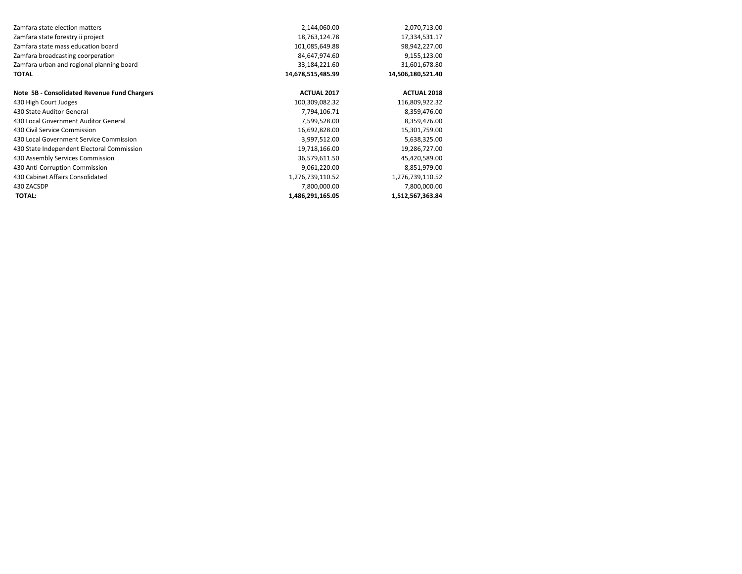| | | |
|---|---|---|
| Zamfara state election matters | 2,144,060.00 | 2,070,713.00 |
| Zamfara state forestry ii project | 18,763,124.78 | 17,334,531.17 |
| Zamfara state mass education board | 101,085,649.88 | 98,942,227.00 |
| Zamfara broadcasting coorperation | 84,647,974.60 | 9,155,123.00 |
| Zamfara urban and regional planning board | 33,184,221.60 | 31,601,678.80 |
| **TOTAL** | **14,678,515,485.99** | **14,506,180,521.40** |

| Note 5B - Consolidated Revenue Fund Chargers | ACTUAL 2017 | ACTUAL 2018 |
|---|---|---|
| 430 High Court Judges | 100,309,082.32 | 116,809,922.32 |
| 430 State Auditor General | 7,794,106.71 | 8,359,476.00 |
| 430 Local Government Auditor General | 7,599,528.00 | 8,359,476.00 |
| 430 Civil Service Commission | 16,692,828.00 | 15,301,759.00 |
| 430 Local Government Service Commission | 3,997,512.00 | 5,638,325.00 |
| 430 State Independent Electoral Commission | 19,718,166.00 | 19,286,727.00 |
| 430 Assembly Services Commission | 36,579,611.50 | 45,420,589.00 |
| 430 Anti-Corruption Commission | 9,061,220.00 | 8,851,979.00 |
| 430 Cabinet Affairs Consolidated | 1,276,739,110.52 | 1,276,739,110.52 |
| 430 ZACSDP | 7,800,000.00 | 7,800,000.00 |
| **TOTAL:** | **1,486,291,165.05** | **1,512,567,363.84** |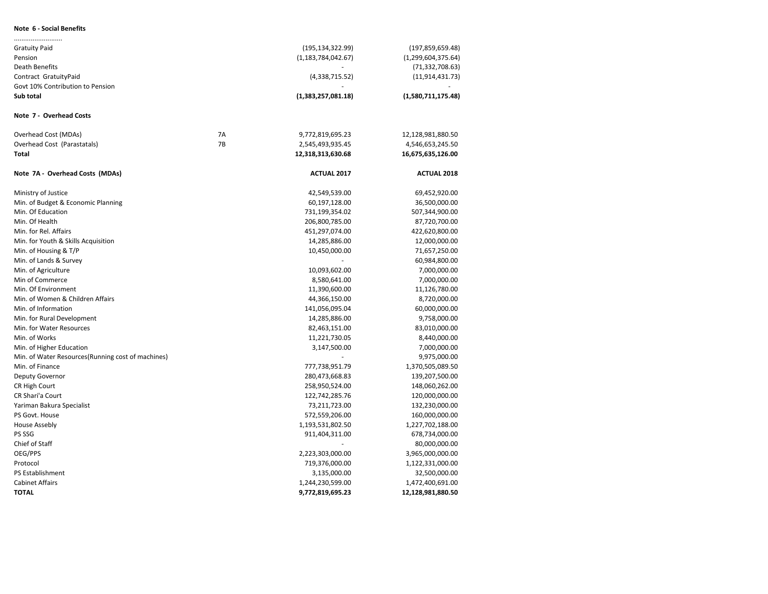**Note 6 - Social Benefits**

| .......................... | | | |
|---|---|---|---|
| Gratuity Paid | | (195,134,322.99) | (197,859,659.48) |
| Pension | | (1,183,784,042.67) | (1,299,604,375.64) |
| Death Benefits | | - | (71,332,708.63) |
| Contract GratuityPaid | | (4,338,715.52) | (11,914,431.73) |
| Govt 10% Contribution to Pension | | - | - |
| **Sub total** | | **(1,383,257,081.18)** | **(1,580,711,175.48)** |

**Note 7 - Overhead Costs**

| | | | |
|---|---|---|---|
| Overhead Cost (MDAs) | 7A | 9,772,819,695.23 | 12,128,981,880.50 |
| Overhead Cost (Parastatals) | 7B | 2,545,493,935.45 | 4,546,653,245.50 |
| **Total** | | **12,318,313,630.68** | **16,675,635,126.00** |

| **Note 7A - Overhead Costs (MDAs)** | **ACTUAL 2017** | **ACTUAL 2018** |
|---|---|---|
| Ministry of Justice | 42,549,539.00 | 69,452,920.00 |
| Min. of Budget & Economic Planning | 60,197,128.00 | 36,500,000.00 |
| Min. Of Education | 731,199,354.02 | 507,344,900.00 |
| Min. Of Health | 206,800,785.00 | 87,720,700.00 |
| Min. for Rel. Affairs | 451,297,074.00 | 422,620,800.00 |
| Min. for Youth & Skills Acquisition | 14,285,886.00 | 12,000,000.00 |
| Min. of Housing & T/P | 10,450,000.00 | 71,657,250.00 |
| Min. of Lands & Survey | - | 60,984,800.00 |
| Min. of Agriculture | 10,093,602.00 | 7,000,000.00 |
| Min of Commerce | 8,580,641.00 | 7,000,000.00 |
| Min. Of Environment | 11,390,600.00 | 11,126,780.00 |
| Min. of Women & Children Affairs | 44,366,150.00 | 8,720,000.00 |
| Min. of Information | 141,056,095.04 | 60,000,000.00 |
| Min. for Rural Development | 14,285,886.00 | 9,758,000.00 |
| Min. for Water Resources | 82,463,151.00 | 83,010,000.00 |
| Min. of Works | 11,221,730.05 | 8,440,000.00 |
| Min. of Higher Education | 3,147,500.00 | 7,000,000.00 |
| Min. of Water Resources(Running cost of machines) | - | 9,975,000.00 |
| Min. of Finance | 777,738,951.79 | 1,370,505,089.50 |
| Deputy Governor | 280,473,668.83 | 139,207,500.00 |
| CR High Court | 258,950,524.00 | 148,060,262.00 |
| CR Shari'a Court | 122,742,285.76 | 120,000,000.00 |
| Yariman Bakura Specialist | 73,211,723.00 | 132,230,000.00 |
| PS Govt. House | 572,559,206.00 | 160,000,000.00 |
| House Assebly | 1,193,531,802.50 | 1,227,702,188.00 |
| PS SSG | 911,404,311.00 | 678,734,000.00 |
| Chief of Staff | - | 80,000,000.00 |
| OEG/PPS | 2,223,303,000.00 | 3,965,000,000.00 |
| Protocol | 719,376,000.00 | 1,122,331,000.00 |
| PS Establishment | 3,135,000.00 | 32,500,000.00 |
| Cabinet Affairs | 1,244,230,599.00 | 1,472,400,691.00 |
| **TOTAL** | **9,772,819,695.23** | **12,128,981,880.50** |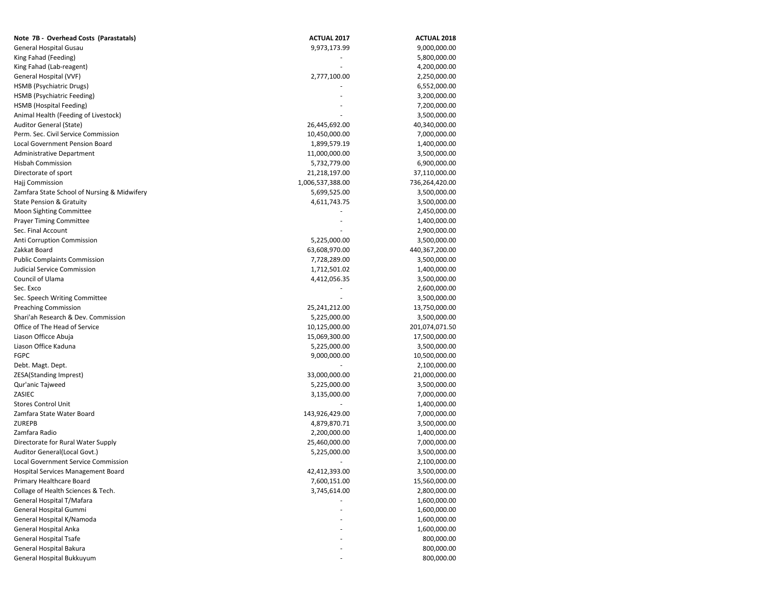| Note 7B - Overhead Costs (Parastatals) | ACTUAL 2017 | ACTUAL 2018 |
|---|---|---|
| General Hospital Gusau | 9,973,173.99 | 9,000,000.00 |
| King Fahad (Feeding) | - | 5,800,000.00 |
| King Fahad (Lab-reagent) | - | 4,200,000.00 |
| General Hospital (VVF) | 2,777,100.00 | 2,250,000.00 |
| HSMB (Psychiatric Drugs) | - | 6,552,000.00 |
| HSMB (Psychiatric Feeding) | - | 3,200,000.00 |
| HSMB (Hospital Feeding) | - | 7,200,000.00 |
| Animal Health (Feeding of Livestock) | - | 3,500,000.00 |
| Auditor General (State) | 26,445,692.00 | 40,340,000.00 |
| Perm. Sec. Civil Service Commission | 10,450,000.00 | 7,000,000.00 |
| Local Government Pension Board | 1,899,579.19 | 1,400,000.00 |
| Administrative Department | 11,000,000.00 | 3,500,000.00 |
| Hisbah Commission | 5,732,779.00 | 6,900,000.00 |
| Directorate of sport | 21,218,197.00 | 37,110,000.00 |
| Hajj Commission | 1,006,537,388.00 | 736,264,420.00 |
| Zamfara State School of Nursing & Midwifery | 5,699,525.00 | 3,500,000.00 |
| State Pension & Gratuity | 4,611,743.75 | 3,500,000.00 |
| Moon Sighting Committee | - | 2,450,000.00 |
| Prayer Timing Committee | - | 1,400,000.00 |
| Sec. Final Account | - | 2,900,000.00 |
| Anti Corruption Commission | 5,225,000.00 | 3,500,000.00 |
| Zakkat Board | 63,608,970.00 | 440,367,200.00 |
| Public Complaints Commission | 7,728,289.00 | 3,500,000.00 |
| Judicial Service Commission | 1,712,501.02 | 1,400,000.00 |
| Council of Ulama | 4,412,056.35 | 3,500,000.00 |
| Sec. Exco | - | 2,600,000.00 |
| Sec. Speech Writing Committee | - | 3,500,000.00 |
| Preaching Commission | 25,241,212.00 | 13,750,000.00 |
| Shari'ah Research & Dev. Commission | 5,225,000.00 | 3,500,000.00 |
| Office of The Head of Service | 10,125,000.00 | 201,074,071.50 |
| Liason Officce Abuja | 15,069,300.00 | 17,500,000.00 |
| Liason Office Kaduna | 5,225,000.00 | 3,500,000.00 |
| FGPC | 9,000,000.00 | 10,500,000.00 |
| Debt. Magt. Dept. | - | 2,100,000.00 |
| ZESA(Standing Imprest) | 33,000,000.00 | 21,000,000.00 |
| Qur'anic Tajweed | 5,225,000.00 | 3,500,000.00 |
| ZASIEC | 3,135,000.00 | 7,000,000.00 |
| Stores Control Unit | - | 1,400,000.00 |
| Zamfara State Water Board | 143,926,429.00 | 7,000,000.00 |
| ZUREPB | 4,879,870.71 | 3,500,000.00 |
| Zamfara Radio | 2,200,000.00 | 1,400,000.00 |
| Directorate for Rural Water Supply | 25,460,000.00 | 7,000,000.00 |
| Auditor General(Local Govt.) | 5,225,000.00 | 3,500,000.00 |
| Local Government Service Commission | - | 2,100,000.00 |
| Hospital Services Management Board | 42,412,393.00 | 3,500,000.00 |
| Primary Healthcare Board | 7,600,151.00 | 15,560,000.00 |
| Collage of Health Sciences & Tech. | 3,745,614.00 | 2,800,000.00 |
| General Hospital T/Mafara | - | 1,600,000.00 |
| General Hospital Gummi | - | 1,600,000.00 |
| General Hospital K/Namoda | - | 1,600,000.00 |
| General Hospital Anka | - | 1,600,000.00 |
| General Hospital Tsafe | - | 800,000.00 |
| General Hospital Bakura | - | 800,000.00 |
| General Hospital Bukkuyum | - | 800,000.00 |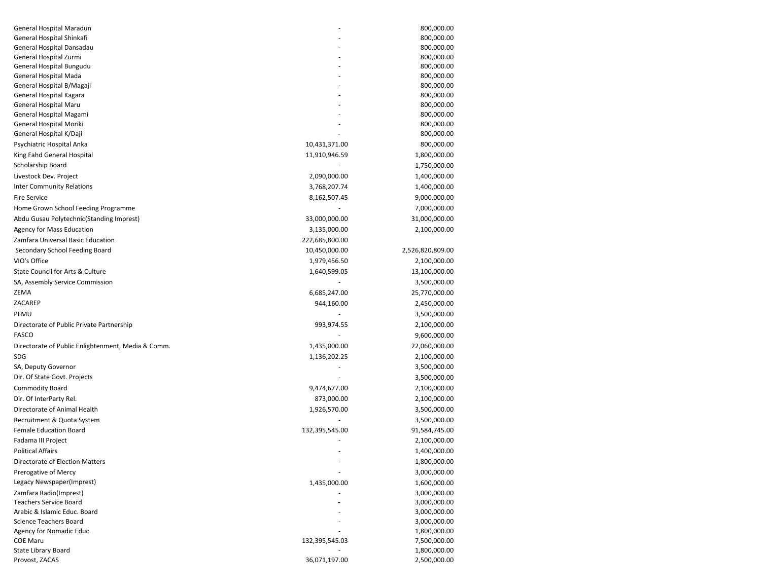| | | |
|---|---|---|
| General Hospital Maradun | - | 800,000.00 |
| General Hospital Shinkafi | - | 800,000.00 |
| General Hospital Dansadau | - | 800,000.00 |
| General Hospital Zurmi | - | 800,000.00 |
| General Hospital Bungudu | - | 800,000.00 |
| General Hospital Mada | - | 800,000.00 |
| General Hospital B/Magaji | - | 800,000.00 |
| General Hospital Kagara | - | 800,000.00 |
| General Hospital Maru | - | 800,000.00 |
| General Hospital Magami | - | 800,000.00 |
| General Hospital Moriki | - | 800,000.00 |
| General Hospital K/Daji | - | 800,000.00 |
| Psychiatric Hospital Anka | 10,431,371.00 | 800,000.00 |
| King Fahd General Hospital | 11,910,946.59 | 1,800,000.00 |
| Scholarship Board | - | 1,750,000.00 |
| Livestock Dev. Project | 2,090,000.00 | 1,400,000.00 |
| Inter Community Relations | 3,768,207.74 | 1,400,000.00 |
| Fire Service | 8,162,507.45 | 9,000,000.00 |
| Home Grown School Feeding Programme | - | 7,000,000.00 |
| Abdu Gusau Polytechnic(Standing Imprest) | 33,000,000.00 | 31,000,000.00 |
| Agency for Mass Education | 3,135,000.00 | 2,100,000.00 |
| Zamfara Universal Basic Education | 222,685,800.00 | |
| Secondary School Feeding Board | 10,450,000.00 | 2,526,820,809.00 |
| VIO's Office | 1,979,456.50 | 2,100,000.00 |
| State Council for Arts & Culture | 1,640,599.05 | 13,100,000.00 |
| SA, Assembly Service Commission | - | 3,500,000.00 |
| ZEMA | 6,685,247.00 | 25,770,000.00 |
| ZACAREP | 944,160.00 | 2,450,000.00 |
| PFMU | - | 3,500,000.00 |
| Directorate of Public Private Partnership | 993,974.55 | 2,100,000.00 |
| FASCO | - | 9,600,000.00 |
| Directorate of Public Enlightenment, Media & Comm. | 1,435,000.00 | 22,060,000.00 |
| SDG | 1,136,202.25 | 2,100,000.00 |
| SA, Deputy Governor | - | 3,500,000.00 |
| Dir. Of State Govt. Projects | - | 3,500,000.00 |
| Commodity Board | 9,474,677.00 | 2,100,000.00 |
| Dir. Of InterParty Rel. | 873,000.00 | 2,100,000.00 |
| Directorate of Animal Health | 1,926,570.00 | 3,500,000.00 |
| Recruitment & Quota System | - | 3,500,000.00 |
| Female Education Board | 132,395,545.00 | 91,584,745.00 |
| Fadama III Project | - | 2,100,000.00 |
| Political Affairs | - | 1,400,000.00 |
| Directorate of Election Matters | - | 1,800,000.00 |
| Prerogative of Mercy | - | 3,000,000.00 |
| Legacy Newspaper(Imprest) | 1,435,000.00 | 1,600,000.00 |
| Zamfara Radio(Imprest) | - | 3,000,000.00 |
| Teachers Service Board | - | 3,000,000.00 |
| Arabic & Islamic Educ. Board | - | 3,000,000.00 |
| Science Teachers Board | - | 3,000,000.00 |
| Agency for Nomadic Educ. | - | 1,800,000.00 |
| COE Maru | 132,395,545.03 | 7,500,000.00 |
| State Library Board | - | 1,800,000.00 |
| Provost, ZACAS | 36,071,197.00 | 2,500,000.00 |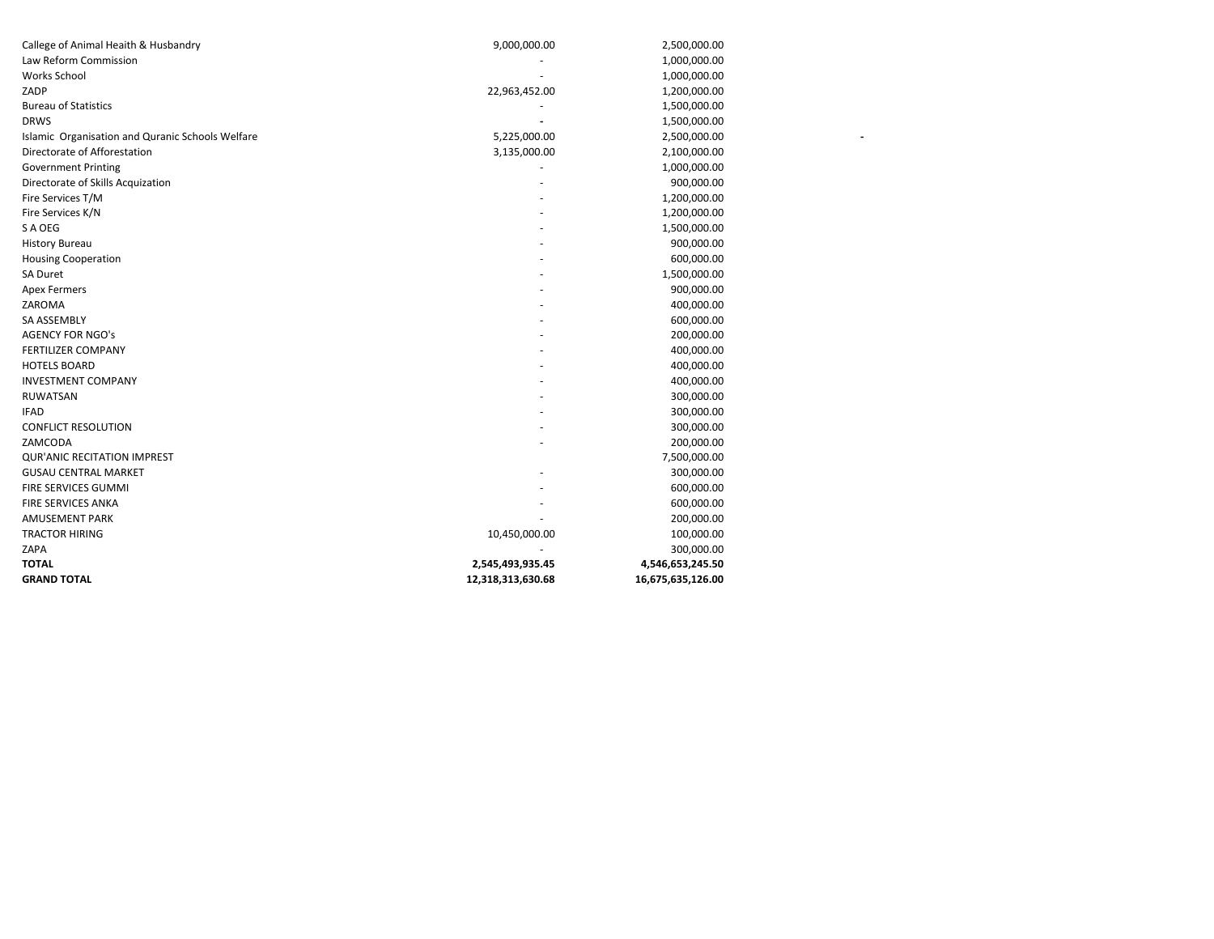| | | | |
|---|---|---|---|
| Callege of Animal Heaith & Husbandry | 9,000,000.00 | 2,500,000.00 | |
| Law Reform Commission | - | 1,000,000.00 | |
| Works School | - | 1,000,000.00 | |
| ZADP | 22,963,452.00 | 1,200,000.00 | |
| Bureau of Statistics | - | 1,500,000.00 | |
| DRWS | - | 1,500,000.00 | |
| Islamic Organisation and Quranic Schools Welfare | 5,225,000.00 | 2,500,000.00 | - |
| Directorate of Afforestation | 3,135,000.00 | 2,100,000.00 | |
| Government Printing | - | 1,000,000.00 | |
| Directorate of Skills Acquization | - | 900,000.00 | |
| Fire Services T/M | - | 1,200,000.00 | |
| Fire Services K/N | - | 1,200,000.00 | |
| S A OEG | - | 1,500,000.00 | |
| History Bureau | - | 900,000.00 | |
| Housing Cooperation | - | 600,000.00 | |
| SA Duret | - | 1,500,000.00 | |
| Apex Fermers | - | 900,000.00 | |
| ZAROMA | - | 400,000.00 | |
| SA ASSEMBLY | - | 600,000.00 | |
| AGENCY FOR NGO's | - | 200,000.00 | |
| FERTILIZER COMPANY | - | 400,000.00 | |
| HOTELS BOARD | - | 400,000.00 | |
| INVESTMENT COMPANY | - | 400,000.00 | |
| RUWATSAN | - | 300,000.00 | |
| IFAD | - | 300,000.00 | |
| CONFLICT RESOLUTION | - | 300,000.00 | |
| ZAMCODA | - | 200,000.00 | |
| QUR'ANIC RECITATION IMPREST | | 7,500,000.00 | |
| GUSAU CENTRAL MARKET | - | 300,000.00 | |
| FIRE SERVICES GUMMI | - | 600,000.00 | |
| FIRE SERVICES ANKA | - | 600,000.00 | |
| AMUSEMENT PARK | - | 200,000.00 | |
| TRACTOR HIRING | 10,450,000.00 | 100,000.00 | |
| ZAPA | - | 300,000.00 | |
| **TOTAL** | **2,545,493,935.45** | **4,546,653,245.50** | |
| **GRAND TOTAL** | **12,318,313,630.68** | **16,675,635,126.00** | |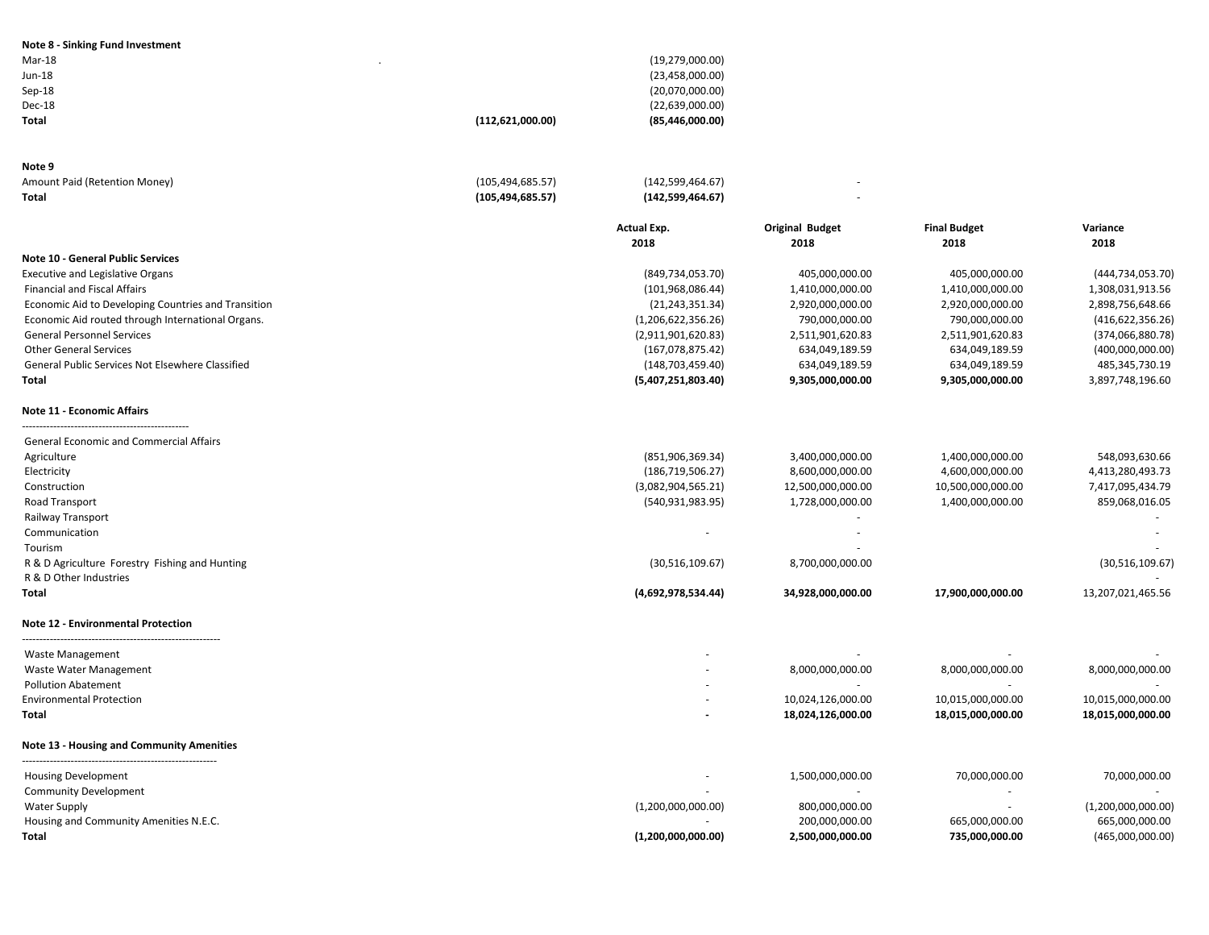**Note 8 - Sinking Fund Investment**

| | | | | | |
|---|---|---|---|---|---|
| Mar-18 | | (19,279,000.00) | | | |
| Jun-18 | | (23,458,000.00) | | | |
| Sep-18 | | (20,070,000.00) | | | |
| Dec-18 | | (22,639,000.00) | | | |
| **Total** | **(112,621,000.00)** | **(85,446,000.00)** | | | |

**Note 9**

| | | | | | |
|---|---|---|---|---|---|
| Amount Paid (Retention Money) | (105,494,685.57) | (142,599,464.67) | - | | |
| **Total** | **(105,494,685.57)** | **(142,599,464.67)** | - | | |

| | Actual Exp. 2018 | Original Budget 2018 | Final Budget 2018 | Variance 2018 |
|---|---|---|---|---|
| **Note 10 - General Public Services** | | | | |
| Executive and Legislative Organs | (849,734,053.70) | 405,000,000.00 | 405,000,000.00 | (444,734,053.70) |
| Financial and Fiscal Affairs | (101,968,086.44) | 1,410,000,000.00 | 1,410,000,000.00 | 1,308,031,913.56 |
| Economic Aid to Developing Countries and Transition | (21,243,351.34) | 2,920,000,000.00 | 2,920,000,000.00 | 2,898,756,648.66 |
| Economic Aid routed through International Organs. | (1,206,622,356.26) | 790,000,000.00 | 790,000,000.00 | (416,622,356.26) |
| General Personnel Services | (2,911,901,620.83) | 2,511,901,620.83 | 2,511,901,620.83 | (374,066,880.78) |
| Other General Services | (167,078,875.42) | 634,049,189.59 | 634,049,189.59 | (400,000,000.00) |
| General Public Services Not Elsewhere Classified | (148,703,459.40) | 634,049,189.59 | 634,049,189.59 | 485,345,730.19 |
| **Total** | **(5,407,251,803.40)** | **9,305,000,000.00** | **9,305,000,000.00** | 3,897,748,196.60 |
| | | | | |
| **Note 11 - Economic Affairs** | | | | |
| General Economic and Commercial Affairs | | | | |
| Agriculture | (851,906,369.34) | 3,400,000,000.00 | 1,400,000,000.00 | 548,093,630.66 |
| Electricity | (186,719,506.27) | 8,600,000,000.00 | 4,600,000,000.00 | 4,413,280,493.73 |
| Construction | (3,082,904,565.21) | 12,500,000,000.00 | 10,500,000,000.00 | 7,417,095,434.79 |
| Road Transport | (540,931,983.95) | 1,728,000,000.00 | 1,400,000,000.00 | 859,068,016.05 |
| Railway Transport | | - | | - |
| Communication | - | - | | - |
| Tourism | | - | | - |
| R & D Agriculture Forestry Fishing and Hunting | (30,516,109.67) | 8,700,000,000.00 | | (30,516,109.67) |
| R & D Other Industries | | | | - |
| **Total** | **(4,692,978,534.44)** | **34,928,000,000.00** | **17,900,000,000.00** | 13,207,021,465.56 |
| | | | | |
| **Note 12 - Environmental Protection** | | | | |
| Waste Management | - | - | - | - |
| Waste Water Management | - | 8,000,000,000.00 | 8,000,000,000.00 | 8,000,000,000.00 |
| Pollution Abatement | - | - | - | - |
| Environmental Protection | - | 10,024,126,000.00 | 10,015,000,000.00 | 10,015,000,000.00 |
| **Total** | **-** | **18,024,126,000.00** | **18,015,000,000.00** | **18,015,000,000.00** |
| | | | | |
| **Note 13 - Housing and Community Amenities** | | | | |
| Housing Development | - | 1,500,000,000.00 | 70,000,000.00 | 70,000,000.00 |
| Community Development | - | - | - | - |
| Water Supply | (1,200,000,000.00) | 800,000,000.00 | - | (1,200,000,000.00) |
| Housing and Community Amenities N.E.C. | - | 200,000,000.00 | 665,000,000.00 | 665,000,000.00 |
| **Total** | **(1,200,000,000.00)** | **2,500,000,000.00** | **735,000,000.00** | (465,000,000.00) |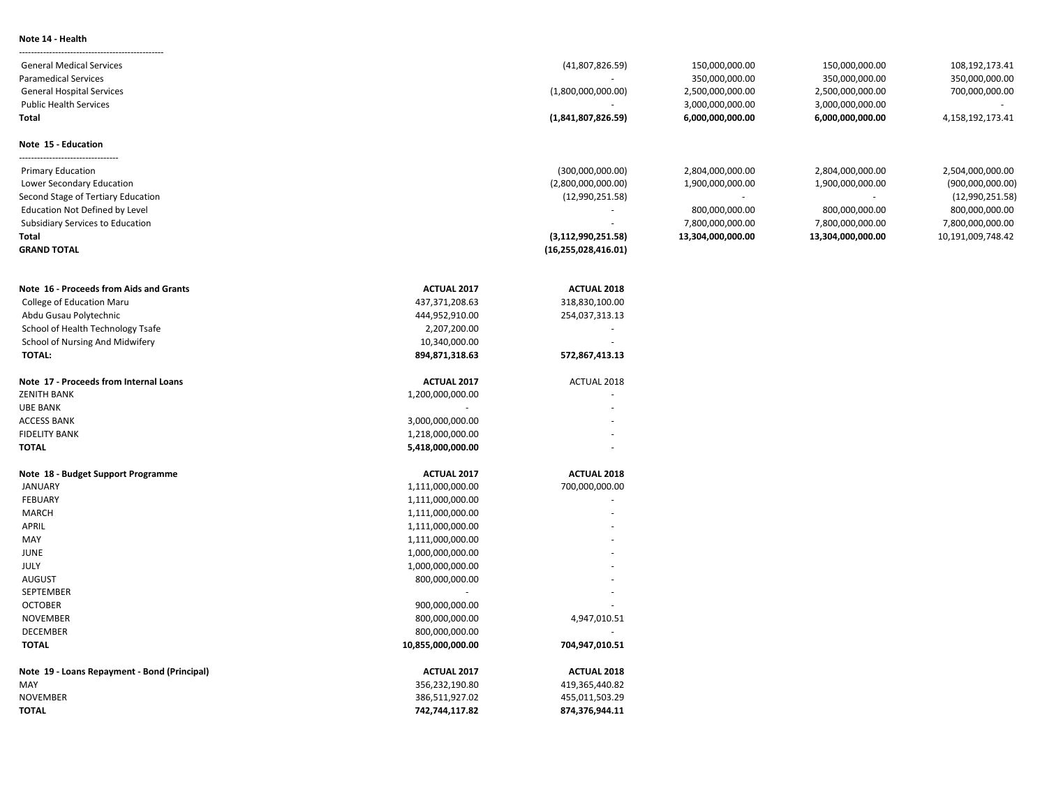**Note 14 - Health**

| | | | | | |
|---|---|---|---|---|---|
| General Medical Services | | (41,807,826.59) | 150,000,000.00 | 150,000,000.00 | 108,192,173.41 |
| Paramedical Services | | - | 350,000,000.00 | 350,000,000.00 | 350,000,000.00 |
| General Hospital Services | | (1,800,000,000.00) | 2,500,000,000.00 | 2,500,000,000.00 | 700,000,000.00 |
| Public Health Services | | - | 3,000,000,000.00 | 3,000,000,000.00 | - |
| **Total** | | **(1,841,807,826.59)** | **6,000,000,000.00** | **6,000,000,000.00** | 4,158,192,173.41 |

**Note 15 - Education**

| | | | | | |
|---|---|---|---|---|---|
| Primary Education | | (300,000,000.00) | 2,804,000,000.00 | 2,804,000,000.00 | 2,504,000,000.00 |
| Lower Secondary Education | | (2,800,000,000.00) | 1,900,000,000.00 | 1,900,000,000.00 | (900,000,000.00) |
| Second Stage of Tertiary Education | | (12,990,251.58) | - | - | (12,990,251.58) |
| Education Not Defined by Level | | - | 800,000,000.00 | 800,000,000.00 | 800,000,000.00 |
| Subsidiary Services to Education | | - | 7,800,000,000.00 | 7,800,000,000.00 | 7,800,000,000.00 |
| **Total** | | **(3,112,990,251.58)** | **13,304,000,000.00** | **13,304,000,000.00** | 10,191,009,748.42 |
| **GRAND TOTAL** | | **(16,255,028,416.01)** | | | |

| **Note 16 - Proceeds from Aids and Grants** | **ACTUAL 2017** | **ACTUAL 2018** |
|---|---|---|
| College of Education Maru | 437,371,208.63 | 318,830,100.00 |
| Abdu Gusau Polytechnic | 444,952,910.00 | 254,037,313.13 |
| School of Health Technology Tsafe | 2,207,200.00 | - |
| School of Nursing And Midwifery | 10,340,000.00 | - |
| **TOTAL:** | **894,871,318.63** | **572,867,413.13** |

| **Note 17 - Proceeds from Internal Loans** | **ACTUAL 2017** | ACTUAL 2018 |
|---|---|---|
| ZENITH BANK | 1,200,000,000.00 | - |
| UBE BANK | - | - |
| ACCESS BANK | 3,000,000,000.00 | - |
| FIDELITY BANK | 1,218,000,000.00 | - |
| **TOTAL** | **5,418,000,000.00** | - |

| **Note 18 - Budget Support Programme** | **ACTUAL 2017** | **ACTUAL 2018** |
|---|---|---|
| JANUARY | 1,111,000,000.00 | 700,000,000.00 |
| FEBUARY | 1,111,000,000.00 | - |
| MARCH | 1,111,000,000.00 | - |
| APRIL | 1,111,000,000.00 | - |
| MAY | 1,111,000,000.00 | - |
| JUNE | 1,000,000,000.00 | - |
| JULY | 1,000,000,000.00 | - |
| AUGUST | 800,000,000.00 | - |
| SEPTEMBER | - | - |
| OCTOBER | 900,000,000.00 | - |
| NOVEMBER | 800,000,000.00 | 4,947,010.51 |
| DECEMBER | 800,000,000.00 | - |
| **TOTAL** | **10,855,000,000.00** | **704,947,010.51** |

| **Note 19 - Loans Repayment - Bond (Principal)** | **ACTUAL 2017** | **ACTUAL 2018** |
|---|---|---|
| MAY | 356,232,190.80 | 419,365,440.82 |
| NOVEMBER | 386,511,927.02 | 455,011,503.29 |
| **TOTAL** | **742,744,117.82** | **874,376,944.11** |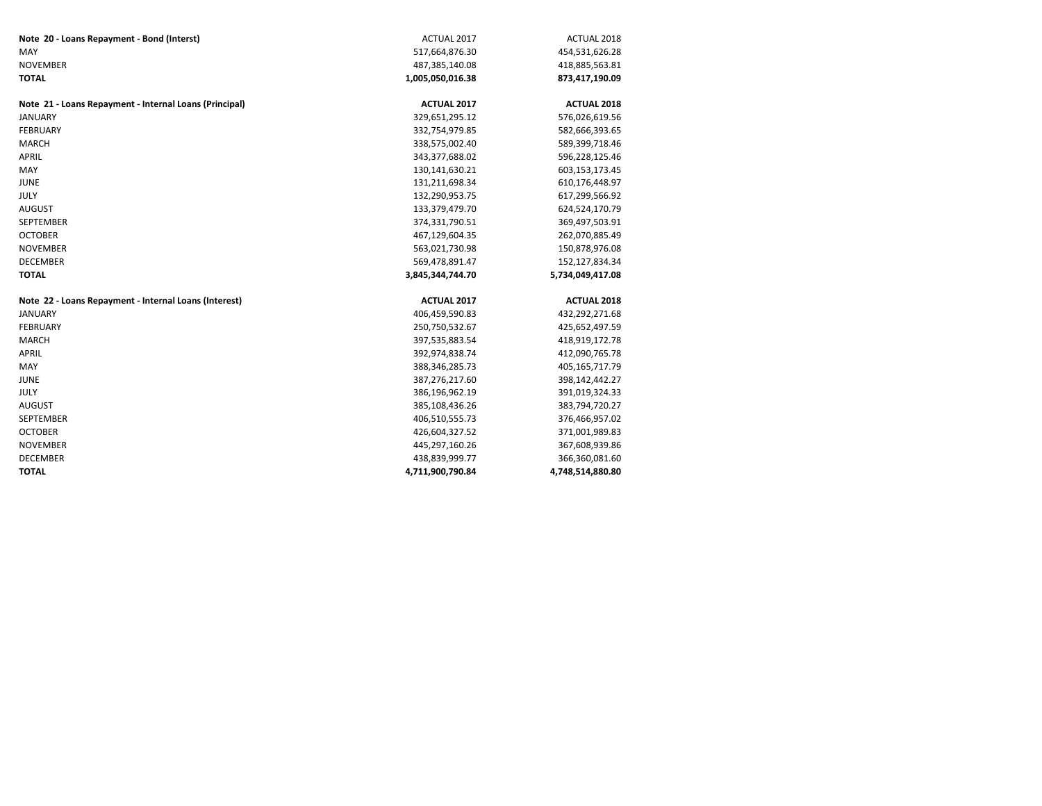| Note 20 - Loans Repayment - Bond (Interst) | ACTUAL 2017 | ACTUAL 2018 |
|---|---|---|
| MAY | 517,664,876.30 | 454,531,626.28 |
| NOVEMBER | 487,385,140.08 | 418,885,563.81 |
| **TOTAL** | **1,005,050,016.38** | **873,417,190.09** |

| Note 21 - Loans Repayment - Internal Loans (Principal) | ACTUAL 2017 | ACTUAL 2018 |
|---|---|---|
| JANUARY | 329,651,295.12 | 576,026,619.56 |
| FEBRUARY | 332,754,979.85 | 582,666,393.65 |
| MARCH | 338,575,002.40 | 589,399,718.46 |
| APRIL | 343,377,688.02 | 596,228,125.46 |
| MAY | 130,141,630.21 | 603,153,173.45 |
| JUNE | 131,211,698.34 | 610,176,448.97 |
| JULY | 132,290,953.75 | 617,299,566.92 |
| AUGUST | 133,379,479.70 | 624,524,170.79 |
| SEPTEMBER | 374,331,790.51 | 369,497,503.91 |
| OCTOBER | 467,129,604.35 | 262,070,885.49 |
| NOVEMBER | 563,021,730.98 | 150,878,976.08 |
| DECEMBER | 569,478,891.47 | 152,127,834.34 |
| **TOTAL** | **3,845,344,744.70** | **5,734,049,417.08** |

| Note 22 - Loans Repayment - Internal Loans (Interest) | ACTUAL 2017 | ACTUAL 2018 |
|---|---|---|
| JANUARY | 406,459,590.83 | 432,292,271.68 |
| FEBRUARY | 250,750,532.67 | 425,652,497.59 |
| MARCH | 397,535,883.54 | 418,919,172.78 |
| APRIL | 392,974,838.74 | 412,090,765.78 |
| MAY | 388,346,285.73 | 405,165,717.79 |
| JUNE | 387,276,217.60 | 398,142,442.27 |
| JULY | 386,196,962.19 | 391,019,324.33 |
| AUGUST | 385,108,436.26 | 383,794,720.27 |
| SEPTEMBER | 406,510,555.73 | 376,466,957.02 |
| OCTOBER | 426,604,327.52 | 371,001,989.83 |
| NOVEMBER | 445,297,160.26 | 367,608,939.86 |
| DECEMBER | 438,839,999.77 | 366,360,081.60 |
| **TOTAL** | **4,711,900,790.84** | **4,748,514,880.80** |